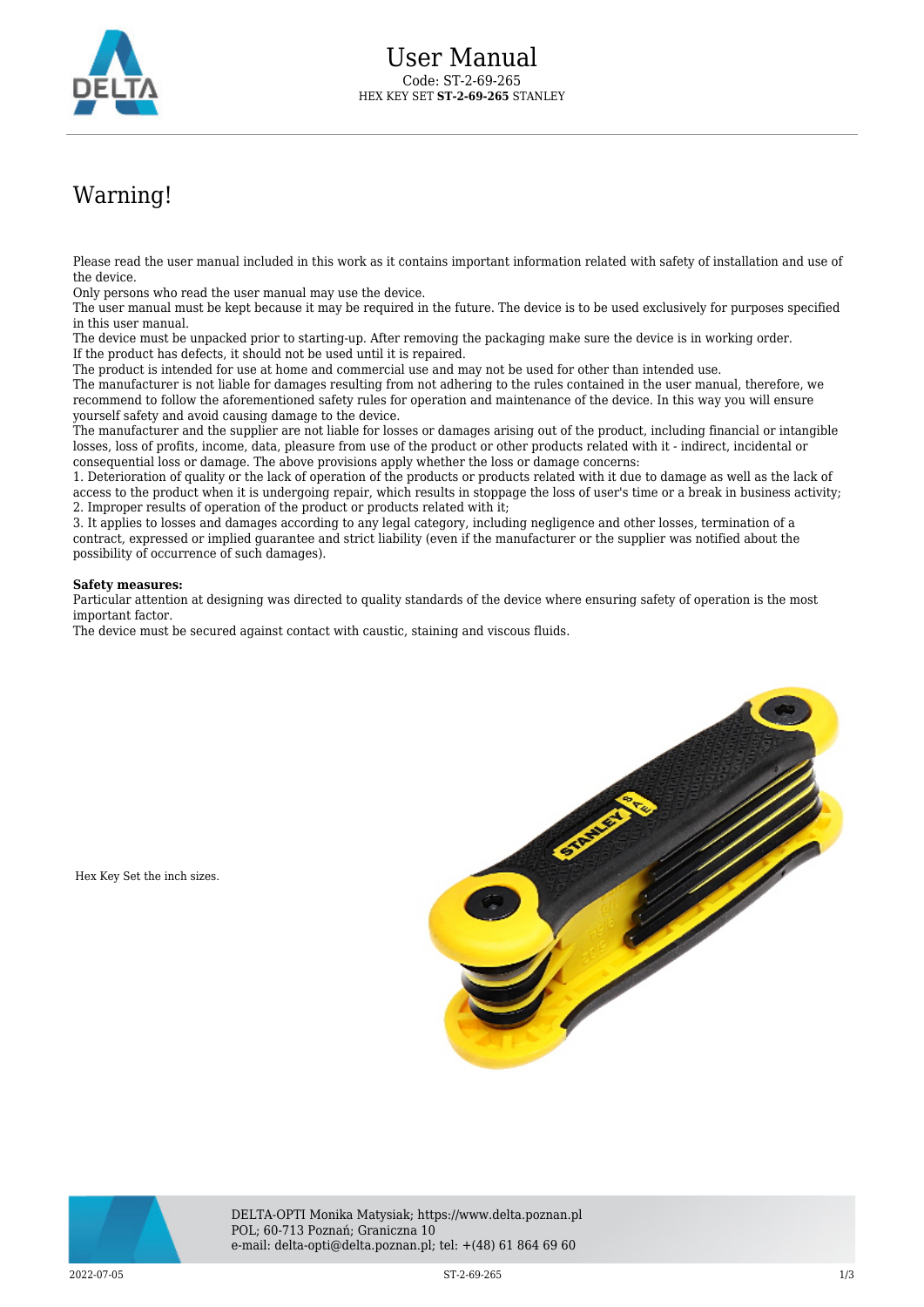# User Manual

Code: ST-2-69-265
HEX KEY SET **ST-2-69-265** STANLEY

## Warning!

Please read the user manual included in this work as it contains important information related with safety of installation and use of the device.
Only persons who read the user manual may use the device.
The user manual must be kept because it may be required in the future. The device is to be used exclusively for purposes specified in this user manual.
The device must be unpacked prior to starting-up. After removing the packaging make sure the device is in working order.
If the product has defects, it should not be used until it is repaired.
The product is intended for use at home and commercial use and may not be used for other than intended use.
The manufacturer is not liable for damages resulting from not adhering to the rules contained in the user manual, therefore, we recommend to follow the aforementioned safety rules for operation and maintenance of the device. In this way you will ensure yourself safety and avoid causing damage to the device.
The manufacturer and the supplier are not liable for losses or damages arising out of the product, including financial or intangible losses, loss of profits, income, data, pleasure from use of the product or other products related with it - indirect, incidental or consequential loss or damage. The above provisions apply whether the loss or damage concerns:
1. Deterioration of quality or the lack of operation of the products or products related with it due to damage as well as the lack of access to the product when it is undergoing repair, which results in stoppage the loss of user's time or a break in business activity;
2. Improper results of operation of the product or products related with it;
3. It applies to losses and damages according to any legal category, including negligence and other losses, termination of a contract, expressed or implied guarantee and strict liability (even if the manufacturer or the supplier was notified about the possibility of occurrence of such damages).

**Safety measures:**
Particular attention at designing was directed to quality standards of the device where ensuring safety of operation is the most important factor.
The device must be secured against contact with caustic, staining and viscous fluids.

Hex Key Set the inch sizes.

DELTA-OPTI Monika Matysiak; https://www.delta.poznan.pl
POL; 60-713 Poznań; Graniczna 10
e-mail: delta-opti@delta.poznan.pl; tel: +(48) 61 864 69 60

2022-07-05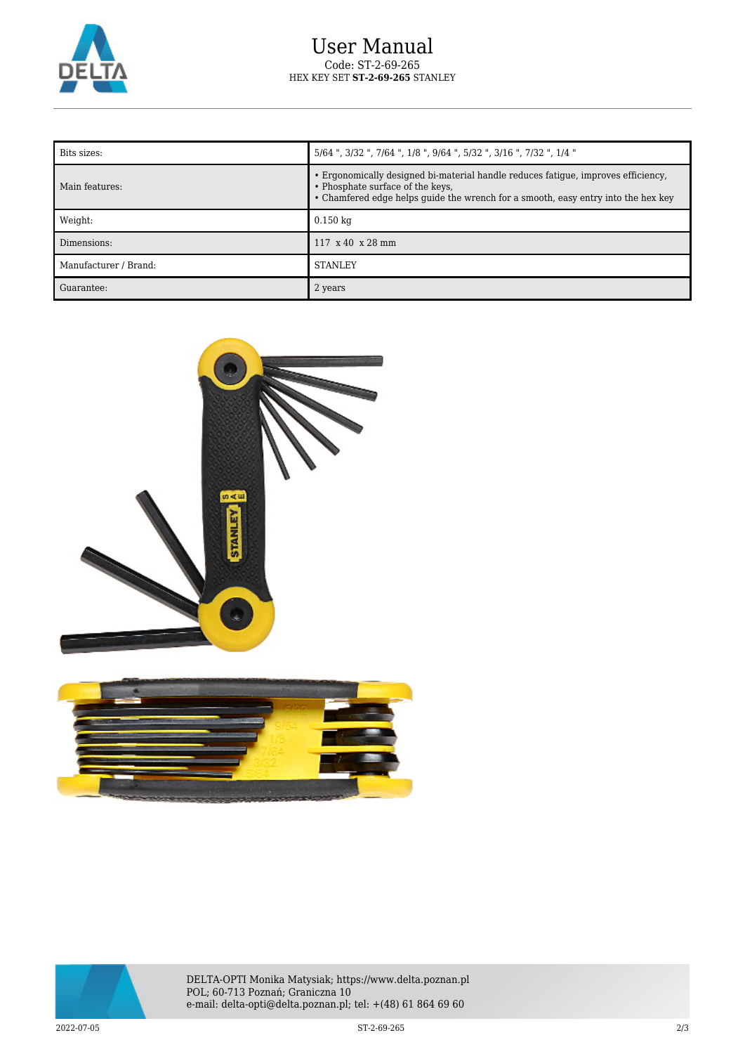# User Manual

Code: ST-2-69-265

HEX KEY SET **ST-2-69-265** STANLEY

| Bits sizes: | 5/64 ", 3/32 ", 7/64 ", 1/8 ", 9/64 ", 5/32 ", 3/16 ", 7/32 ", 1/4 " |
|---|---|
| Main features: | • Ergonomically designed bi-material handle reduces fatigue, improves efficiency,<br>• Phosphate surface of the keys,<br>• Chamfered edge helps guide the wrench for a smooth, easy entry into the hex key |
| Weight: | 0.150 kg |
| Dimensions: | 117 x 40 x 28 mm |
| Manufacturer / Brand: | STANLEY |
| Guarantee: | 2 years |

DELTA-OPTI Monika Matysiak; https://www.delta.poznan.pl
POL; 60-713 Poznań; Graniczna 10
e-mail: delta-opti@delta.poznan.pl; tel: +(48) 61 864 69 60

2022-07-05